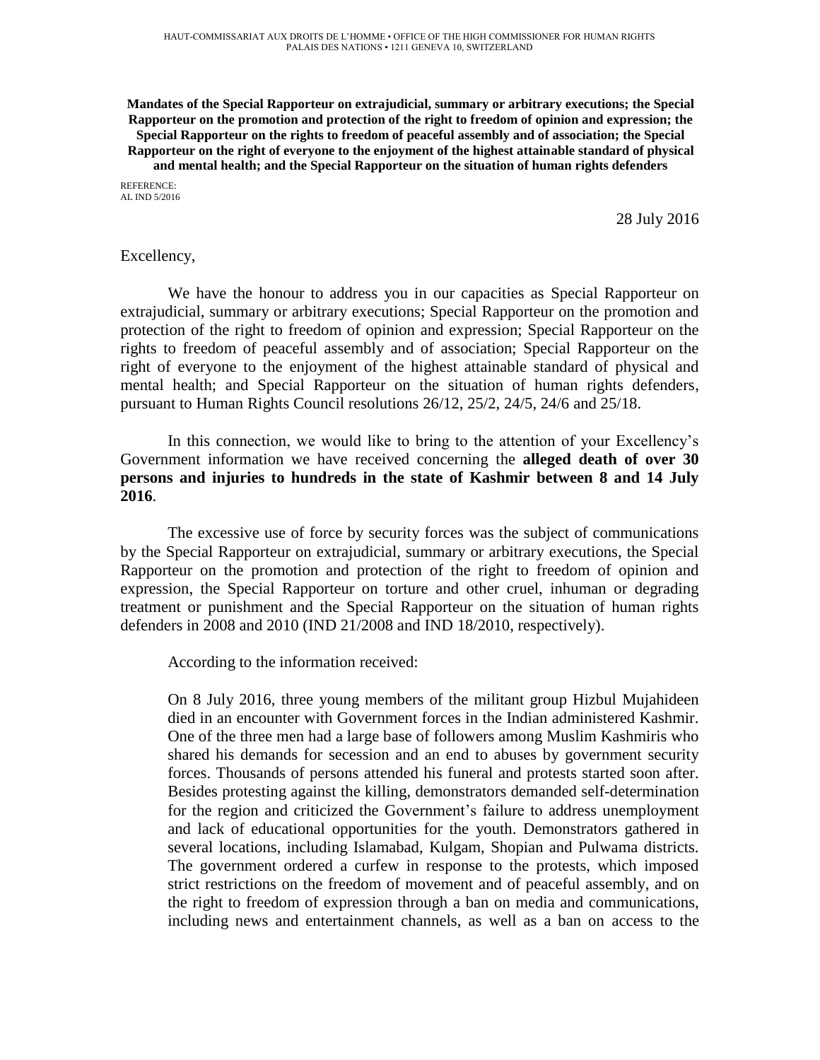HAUT-COMMISSARIAT AUX DROITS DE L'HOMME • OFFICE OF THE HIGH COMMISSIONER FOR HUMAN RIGHTS
PALAIS DES NATIONS • 1211 GENEVA 10, SWITZERLAND

**Mandates of the Special Rapporteur on extrajudicial, summary or arbitrary executions; the Special Rapporteur on the promotion and protection of the right to freedom of opinion and expression; the Special Rapporteur on the rights to freedom of peaceful assembly and of association; the Special Rapporteur on the right of everyone to the enjoyment of the highest attainable standard of physical and mental health; and the Special Rapporteur on the situation of human rights defenders**

REFERENCE:
AL IND 5/2016

28 July 2016

Excellency,

We have the honour to address you in our capacities as Special Rapporteur on extrajudicial, summary or arbitrary executions; Special Rapporteur on the promotion and protection of the right to freedom of opinion and expression; Special Rapporteur on the rights to freedom of peaceful assembly and of association; Special Rapporteur on the right of everyone to the enjoyment of the highest attainable standard of physical and mental health; and Special Rapporteur on the situation of human rights defenders, pursuant to Human Rights Council resolutions 26/12, 25/2, 24/5, 24/6 and 25/18.

In this connection, we would like to bring to the attention of your Excellency's Government information we have received concerning the **alleged death of over 30 persons and injuries to hundreds in the state of Kashmir between 8 and 14 July 2016**.

The excessive use of force by security forces was the subject of communications by the Special Rapporteur on extrajudicial, summary or arbitrary executions, the Special Rapporteur on the promotion and protection of the right to freedom of opinion and expression, the Special Rapporteur on torture and other cruel, inhuman or degrading treatment or punishment and the Special Rapporteur on the situation of human rights defenders in 2008 and 2010 (IND 21/2008 and IND 18/2010, respectively).

According to the information received:

> On 8 July 2016, three young members of the militant group Hizbul Mujahideen died in an encounter with Government forces in the Indian administered Kashmir. One of the three men had a large base of followers among Muslim Kashmiris who shared his demands for secession and an end to abuses by government security forces. Thousands of persons attended his funeral and protests started soon after. Besides protesting against the killing, demonstrators demanded self-determination for the region and criticized the Government's failure to address unemployment and lack of educational opportunities for the youth. Demonstrators gathered in several locations, including Islamabad, Kulgam, Shopian and Pulwama districts. The government ordered a curfew in response to the protests, which imposed strict restrictions on the freedom of movement and of peaceful assembly, and on the right to freedom of expression through a ban on media and communications, including news and entertainment channels, as well as a ban on access to the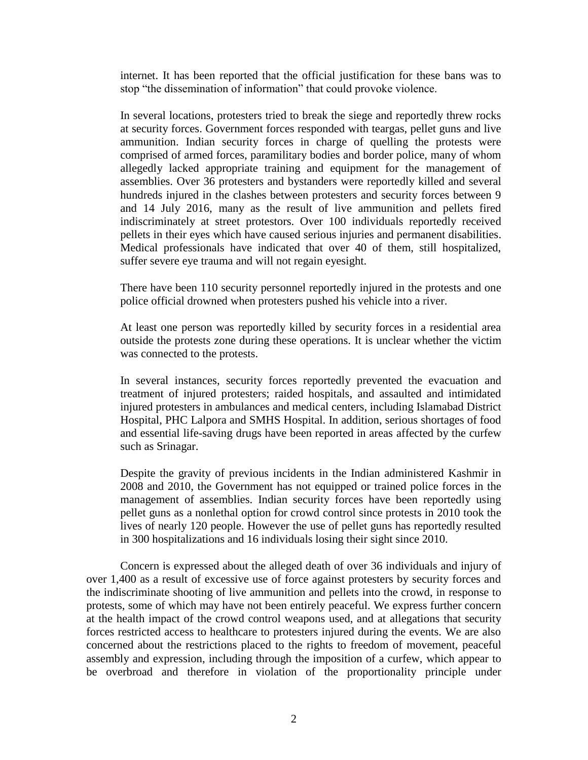internet. It has been reported that the official justification for these bans was to stop "the dissemination of information" that could provoke violence.

In several locations, protesters tried to break the siege and reportedly threw rocks at security forces. Government forces responded with teargas, pellet guns and live ammunition. Indian security forces in charge of quelling the protests were comprised of armed forces, paramilitary bodies and border police, many of whom allegedly lacked appropriate training and equipment for the management of assemblies. Over 36 protesters and bystanders were reportedly killed and several hundreds injured in the clashes between protesters and security forces between 9 and 14 July 2016, many as the result of live ammunition and pellets fired indiscriminately at street protestors. Over 100 individuals reportedly received pellets in their eyes which have caused serious injuries and permanent disabilities. Medical professionals have indicated that over 40 of them, still hospitalized, suffer severe eye trauma and will not regain eyesight.

There have been 110 security personnel reportedly injured in the protests and one police official drowned when protesters pushed his vehicle into a river.

At least one person was reportedly killed by security forces in a residential area outside the protests zone during these operations. It is unclear whether the victim was connected to the protests.

In several instances, security forces reportedly prevented the evacuation and treatment of injured protesters; raided hospitals, and assaulted and intimidated injured protesters in ambulances and medical centers, including Islamabad District Hospital, PHC Lalpora and SMHS Hospital. In addition, serious shortages of food and essential life-saving drugs have been reported in areas affected by the curfew such as Srinagar.

Despite the gravity of previous incidents in the Indian administered Kashmir in 2008 and 2010, the Government has not equipped or trained police forces in the management of assemblies. Indian security forces have been reportedly using pellet guns as a nonlethal option for crowd control since protests in 2010 took the lives of nearly 120 people. However the use of pellet guns has reportedly resulted in 300 hospitalizations and 16 individuals losing their sight since 2010.

Concern is expressed about the alleged death of over 36 individuals and injury of over 1,400 as a result of excessive use of force against protesters by security forces and the indiscriminate shooting of live ammunition and pellets into the crowd, in response to protests, some of which may have not been entirely peaceful. We express further concern at the health impact of the crowd control weapons used, and at allegations that security forces restricted access to healthcare to protesters injured during the events. We are also concerned about the restrictions placed to the rights to freedom of movement, peaceful assembly and expression, including through the imposition of a curfew, which appear to be overbroad and therefore in violation of the proportionality principle under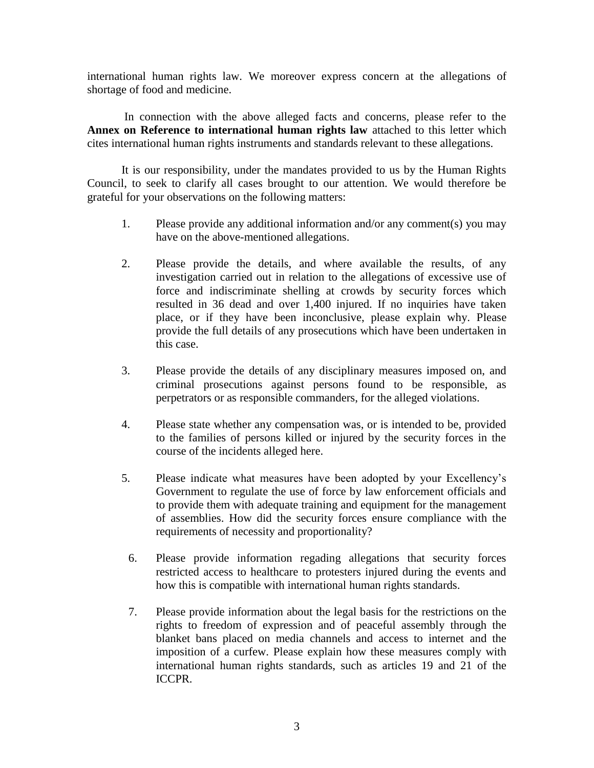international human rights law. We moreover express concern at the allegations of shortage of food and medicine.

In connection with the above alleged facts and concerns, please refer to the **Annex on Reference to international human rights law** attached to this letter which cites international human rights instruments and standards relevant to these allegations.

It is our responsibility, under the mandates provided to us by the Human Rights Council, to seek to clarify all cases brought to our attention. We would therefore be grateful for your observations on the following matters:

1. Please provide any additional information and/or any comment(s) you may have on the above-mentioned allegations.

2. Please provide the details, and where available the results, of any investigation carried out in relation to the allegations of excessive use of force and indiscriminate shelling at crowds by security forces which resulted in 36 dead and over 1,400 injured. If no inquiries have taken place, or if they have been inconclusive, please explain why. Please provide the full details of any prosecutions which have been undertaken in this case.

3. Please provide the details of any disciplinary measures imposed on, and criminal prosecutions against persons found to be responsible, as perpetrators or as responsible commanders, for the alleged violations.

4. Please state whether any compensation was, or is intended to be, provided to the families of persons killed or injured by the security forces in the course of the incidents alleged here.

5. Please indicate what measures have been adopted by your Excellency's Government to regulate the use of force by law enforcement officials and to provide them with adequate training and equipment for the management of assemblies. How did the security forces ensure compliance with the requirements of necessity and proportionality?

6. Please provide information regading allegations that security forces restricted access to healthcare to protesters injured during the events and how this is compatible with international human rights standards.

7. Please provide information about the legal basis for the restrictions on the rights to freedom of expression and of peaceful assembly through the blanket bans placed on media channels and access to internet and the imposition of a curfew. Please explain how these measures comply with international human rights standards, such as articles 19 and 21 of the ICCPR.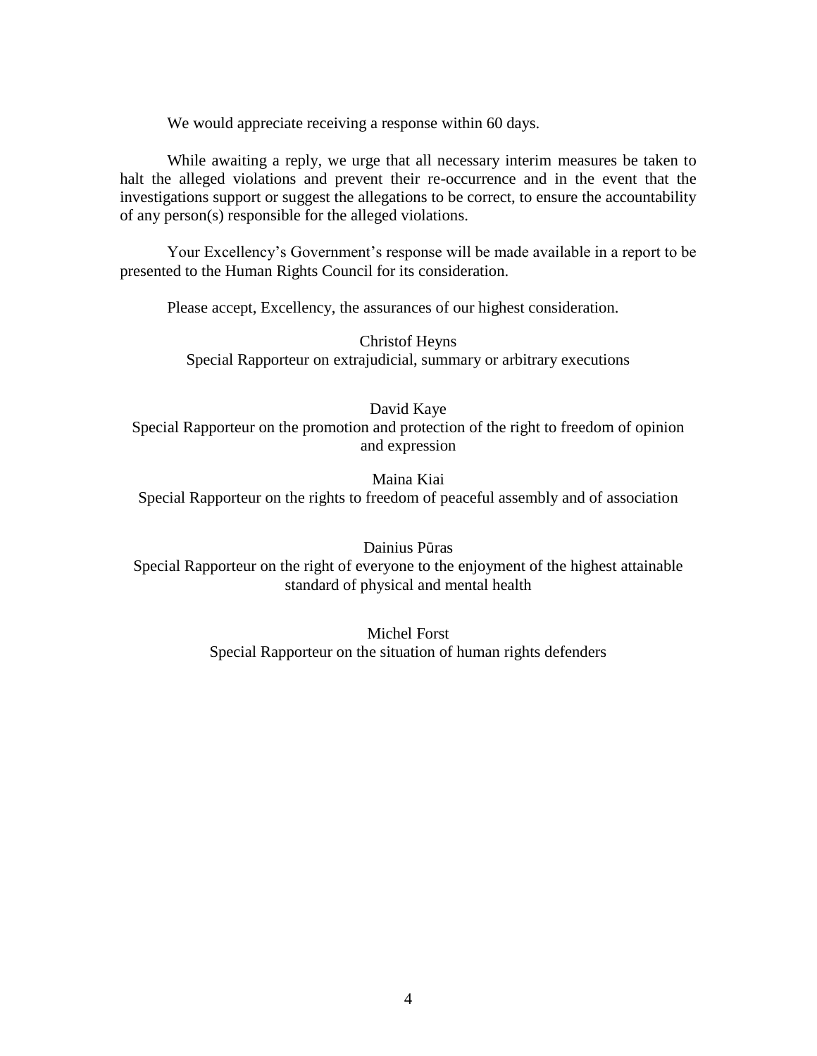We would appreciate receiving a response within 60 days.

While awaiting a reply, we urge that all necessary interim measures be taken to halt the alleged violations and prevent their re-occurrence and in the event that the investigations support or suggest the allegations to be correct, to ensure the accountability of any person(s) responsible for the alleged violations.

Your Excellency's Government's response will be made available in a report to be presented to the Human Rights Council for its consideration.

Please accept, Excellency, the assurances of our highest consideration.

Christof Heyns
Special Rapporteur on extrajudicial, summary or arbitrary executions

David Kaye
Special Rapporteur on the promotion and protection of the right to freedom of opinion and expression

Maina Kiai
Special Rapporteur on the rights to freedom of peaceful assembly and of association

Dainius Pūras
Special Rapporteur on the right of everyone to the enjoyment of the highest attainable standard of physical and mental health

Michel Forst
Special Rapporteur on the situation of human rights defenders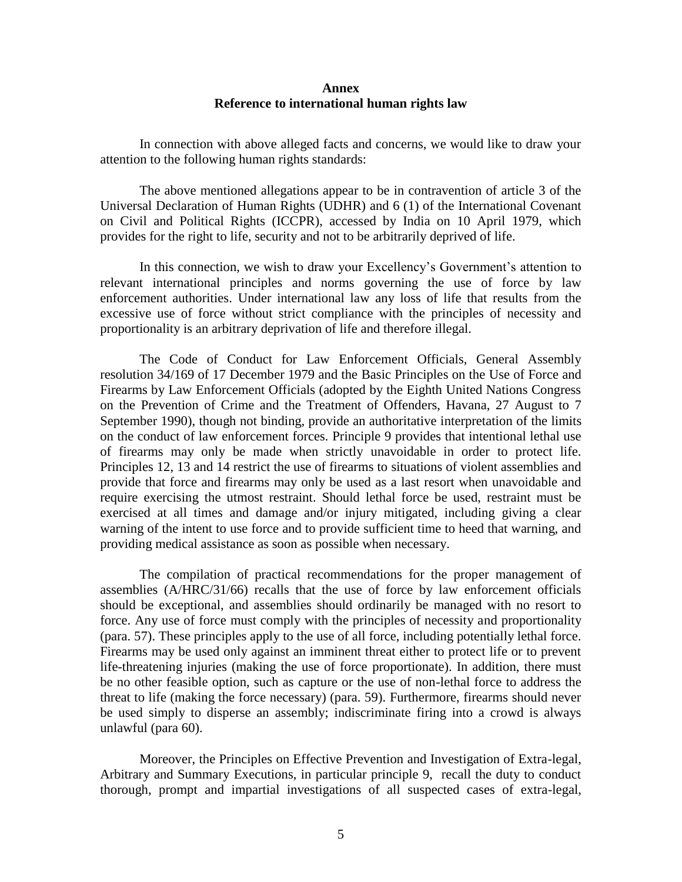**Annex**
**Reference to international human rights law**

In connection with above alleged facts and concerns, we would like to draw your attention to the following human rights standards:

The above mentioned allegations appear to be in contravention of article 3 of the Universal Declaration of Human Rights (UDHR) and 6 (1) of the International Covenant on Civil and Political Rights (ICCPR), accessed by India on 10 April 1979, which provides for the right to life, security and not to be arbitrarily deprived of life.

In this connection, we wish to draw your Excellency's Government's attention to relevant international principles and norms governing the use of force by law enforcement authorities. Under international law any loss of life that results from the excessive use of force without strict compliance with the principles of necessity and proportionality is an arbitrary deprivation of life and therefore illegal.

The Code of Conduct for Law Enforcement Officials, General Assembly resolution 34/169 of 17 December 1979 and the Basic Principles on the Use of Force and Firearms by Law Enforcement Officials (adopted by the Eighth United Nations Congress on the Prevention of Crime and the Treatment of Offenders, Havana, 27 August to 7 September 1990), though not binding, provide an authoritative interpretation of the limits on the conduct of law enforcement forces. Principle 9 provides that intentional lethal use of firearms may only be made when strictly unavoidable in order to protect life. Principles 12, 13 and 14 restrict the use of firearms to situations of violent assemblies and provide that force and firearms may only be used as a last resort when unavoidable and require exercising the utmost restraint. Should lethal force be used, restraint must be exercised at all times and damage and/or injury mitigated, including giving a clear warning of the intent to use force and to provide sufficient time to heed that warning, and providing medical assistance as soon as possible when necessary.

The compilation of practical recommendations for the proper management of assemblies (A/HRC/31/66) recalls that the use of force by law enforcement officials should be exceptional, and assemblies should ordinarily be managed with no resort to force. Any use of force must comply with the principles of necessity and proportionality (para. 57). These principles apply to the use of all force, including potentially lethal force. Firearms may be used only against an imminent threat either to protect life or to prevent life-threatening injuries (making the use of force proportionate). In addition, there must be no other feasible option, such as capture or the use of non-lethal force to address the threat to life (making the force necessary) (para. 59). Furthermore, firearms should never be used simply to disperse an assembly; indiscriminate firing into a crowd is always unlawful (para 60).

Moreover, the Principles on Effective Prevention and Investigation of Extra-legal, Arbitrary and Summary Executions, in particular principle 9, recall the duty to conduct thorough, prompt and impartial investigations of all suspected cases of extra-legal,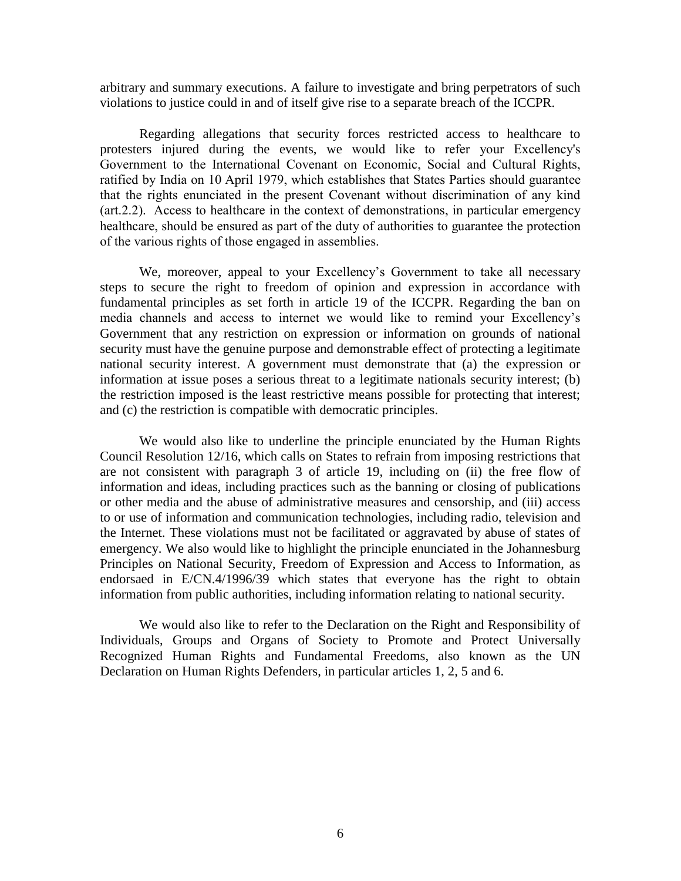arbitrary and summary executions. A failure to investigate and bring perpetrators of such violations to justice could in and of itself give rise to a separate breach of the ICCPR.

Regarding allegations that security forces restricted access to healthcare to protesters injured during the events, we would like to refer your Excellency's Government to the International Covenant on Economic, Social and Cultural Rights, ratified by India on 10 April 1979, which establishes that States Parties should guarantee that the rights enunciated in the present Covenant without discrimination of any kind (art.2.2). Access to healthcare in the context of demonstrations, in particular emergency healthcare, should be ensured as part of the duty of authorities to guarantee the protection of the various rights of those engaged in assemblies.

We, moreover, appeal to your Excellency's Government to take all necessary steps to secure the right to freedom of opinion and expression in accordance with fundamental principles as set forth in article 19 of the ICCPR. Regarding the ban on media channels and access to internet we would like to remind your Excellency's Government that any restriction on expression or information on grounds of national security must have the genuine purpose and demonstrable effect of protecting a legitimate national security interest. A government must demonstrate that (a) the expression or information at issue poses a serious threat to a legitimate nationals security interest; (b) the restriction imposed is the least restrictive means possible for protecting that interest; and (c) the restriction is compatible with democratic principles.

We would also like to underline the principle enunciated by the Human Rights Council Resolution 12/16, which calls on States to refrain from imposing restrictions that are not consistent with paragraph 3 of article 19, including on (ii) the free flow of information and ideas, including practices such as the banning or closing of publications or other media and the abuse of administrative measures and censorship, and (iii) access to or use of information and communication technologies, including radio, television and the Internet. These violations must not be facilitated or aggravated by abuse of states of emergency. We also would like to highlight the principle enunciated in the Johannesburg Principles on National Security, Freedom of Expression and Access to Information, as endorsaed in E/CN.4/1996/39 which states that everyone has the right to obtain information from public authorities, including information relating to national security.

We would also like to refer to the Declaration on the Right and Responsibility of Individuals, Groups and Organs of Society to Promote and Protect Universally Recognized Human Rights and Fundamental Freedoms, also known as the UN Declaration on Human Rights Defenders, in particular articles 1, 2, 5 and 6.